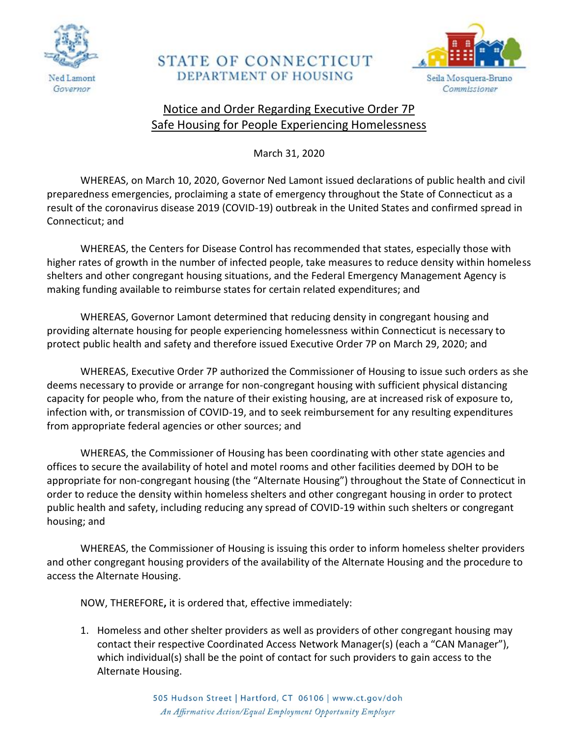Ned Lamont
*Governor*

STATE OF CONNECTICUT
DEPARTMENT OF HOUSING

Seila Mosquera-Bruno
*Commissioner*

## Notice and Order Regarding Executive Order 7P
## Safe Housing for People Experiencing Homelessness

March 31, 2020

WHEREAS, on March 10, 2020, Governor Ned Lamont issued declarations of public health and civil preparedness emergencies, proclaiming a state of emergency throughout the State of Connecticut as a result of the coronavirus disease 2019 (COVID-19) outbreak in the United States and confirmed spread in Connecticut; and

WHEREAS, the Centers for Disease Control has recommended that states, especially those with higher rates of growth in the number of infected people, take measures to reduce density within homeless shelters and other congregant housing situations, and the Federal Emergency Management Agency is making funding available to reimburse states for certain related expenditures; and

WHEREAS, Governor Lamont determined that reducing density in congregant housing and providing alternate housing for people experiencing homelessness within Connecticut is necessary to protect public health and safety and therefore issued Executive Order 7P on March 29, 2020; and

WHEREAS, Executive Order 7P authorized the Commissioner of Housing to issue such orders as she deems necessary to provide or arrange for non-congregant housing with sufficient physical distancing capacity for people who, from the nature of their existing housing, are at increased risk of exposure to, infection with, or transmission of COVID-19, and to seek reimbursement for any resulting expenditures from appropriate federal agencies or other sources; and

WHEREAS, the Commissioner of Housing has been coordinating with other state agencies and offices to secure the availability of hotel and motel rooms and other facilities deemed by DOH to be appropriate for non-congregant housing (the "Alternate Housing") throughout the State of Connecticut in order to reduce the density within homeless shelters and other congregant housing in order to protect public health and safety, including reducing any spread of COVID-19 within such shelters or congregant housing; and

WHEREAS, the Commissioner of Housing is issuing this order to inform homeless shelter providers and other congregant housing providers of the availability of the Alternate Housing and the procedure to access the Alternate Housing.

NOW, THEREFORE**,** it is ordered that, effective immediately:

1. Homeless and other shelter providers as well as providers of other congregant housing may contact their respective Coordinated Access Network Manager(s) (each a "CAN Manager"), which individual(s) shall be the point of contact for such providers to gain access to the Alternate Housing.

505 Hudson Street | Hartford, CT 06106 | www.ct.gov/doh
*An Affirmative Action/Equal Employment Opportunity Employer*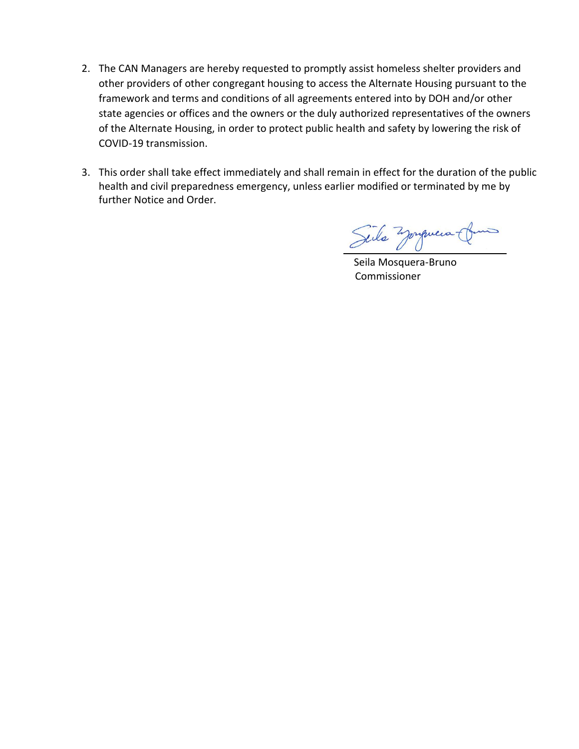2. The CAN Managers are hereby requested to promptly assist homeless shelter providers and other providers of other congregant housing to access the Alternate Housing pursuant to the framework and terms and conditions of all agreements entered into by DOH and/or other state agencies or offices and the owners or the duly authorized representatives of the owners of the Alternate Housing, in order to protect public health and safety by lowering the risk of COVID-19 transmission.

3. This order shall take effect immediately and shall remain in effect for the duration of the public health and civil preparedness emergency, unless earlier modified or terminated by me by further Notice and Order.

Seila Mosquera-Bruno
Commissioner